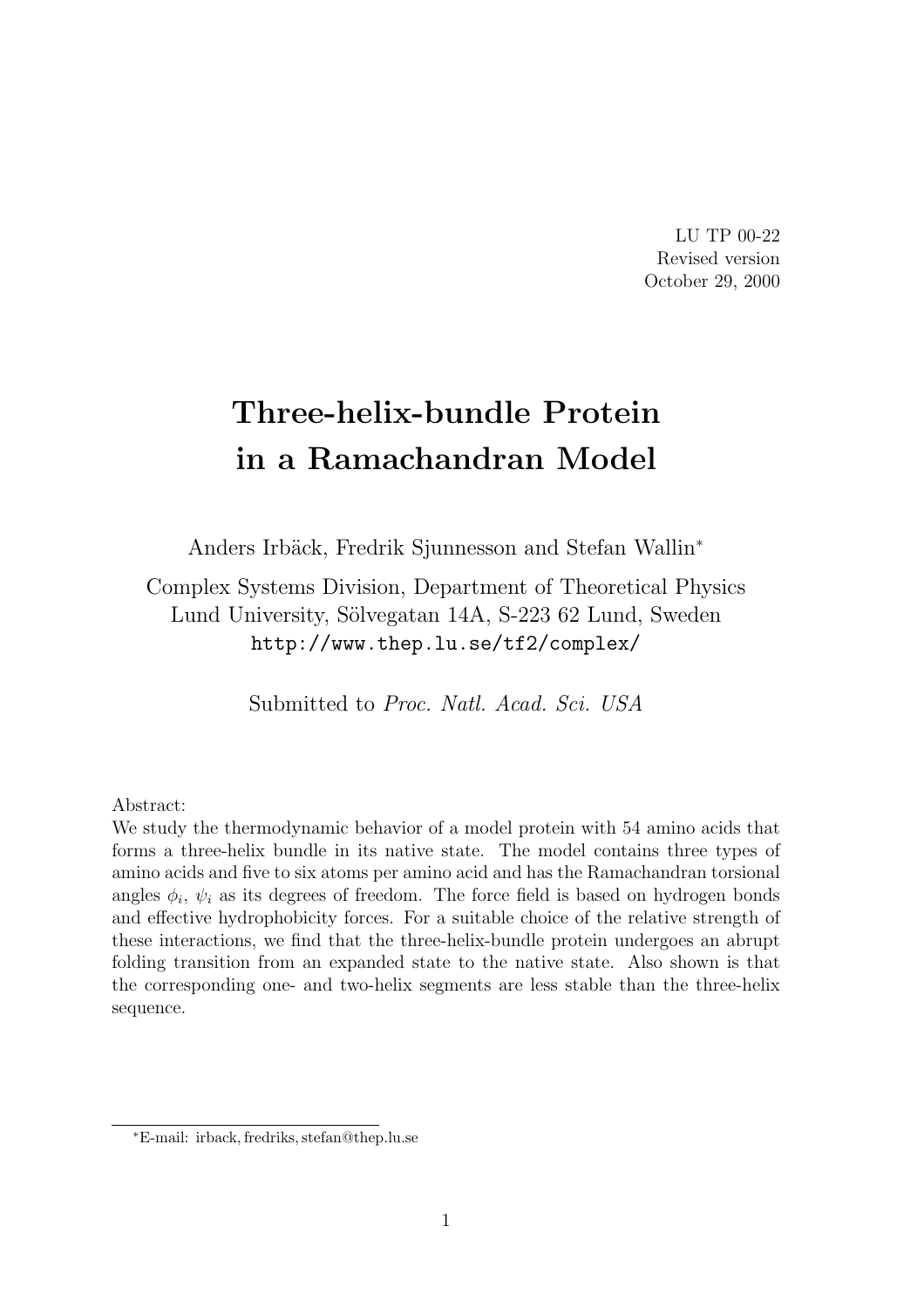LU TP 00-22
Revised version
October 29, 2000

# Three-helix-bundle Protein in a Ramachandran Model

Anders Irbäck, Fredrik Sjunnesson and Stefan Wallin*

Complex Systems Division, Department of Theoretical Physics
Lund University, Sölvegatan 14A, S-223 62 Lund, Sweden
http://www.thep.lu.se/tf2/complex/

Submitted to *Proc. Natl. Acad. Sci. USA*

Abstract:
We study the thermodynamic behavior of a model protein with 54 amino acids that forms a three-helix bundle in its native state. The model contains three types of amino acids and five to six atoms per amino acid and has the Ramachandran torsional angles $\phi_i$, $\psi_i$ as its degrees of freedom. The force field is based on hydrogen bonds and effective hydrophobicity forces. For a suitable choice of the relative strength of these interactions, we find that the three-helix-bundle protein undergoes an abrupt folding transition from an expanded state to the native state. Also shown is that the corresponding one- and two-helix segments are less stable than the three-helix sequence.

*E-mail: irback, fredriks, stefan@thep.lu.se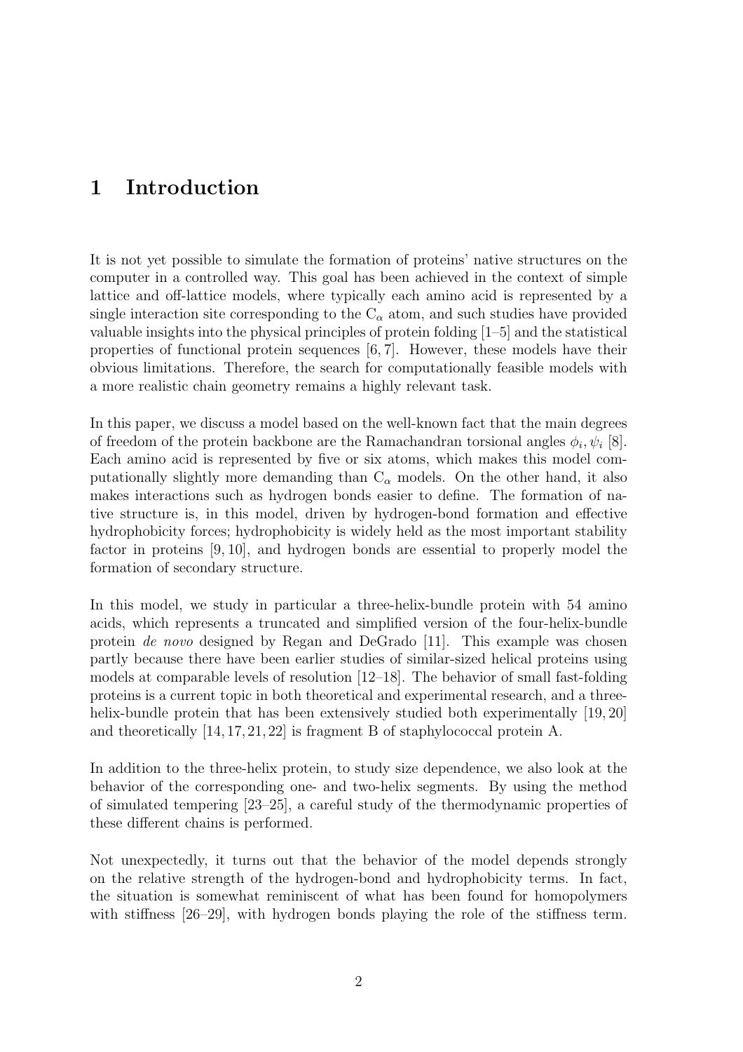# 1 Introduction

It is not yet possible to simulate the formation of proteins' native structures on the computer in a controlled way. This goal has been achieved in the context of simple lattice and off-lattice models, where typically each amino acid is represented by a single interaction site corresponding to the $C_\alpha$ atom, and such studies have provided valuable insights into the physical principles of protein folding [1–5] and the statistical properties of functional protein sequences [6, 7]. However, these models have their obvious limitations. Therefore, the search for computationally feasible models with a more realistic chain geometry remains a highly relevant task.

In this paper, we discuss a model based on the well-known fact that the main degrees of freedom of the protein backbone are the Ramachandran torsional angles $\phi_i, \psi_i$ [8]. Each amino acid is represented by five or six atoms, which makes this model computationally slightly more demanding than $C_\alpha$ models. On the other hand, it also makes interactions such as hydrogen bonds easier to define. The formation of native structure is, in this model, driven by hydrogen-bond formation and effective hydrophobicity forces; hydrophobicity is widely held as the most important stability factor in proteins [9, 10], and hydrogen bonds are essential to properly model the formation of secondary structure.

In this model, we study in particular a three-helix-bundle protein with 54 amino acids, which represents a truncated and simplified version of the four-helix-bundle protein *de novo* designed by Regan and DeGrado [11]. This example was chosen partly because there have been earlier studies of similar-sized helical proteins using models at comparable levels of resolution [12–18]. The behavior of small fast-folding proteins is a current topic in both theoretical and experimental research, and a three-helix-bundle protein that has been extensively studied both experimentally [19, 20] and theoretically [14, 17, 21, 22] is fragment B of staphylococcal protein A.

In addition to the three-helix protein, to study size dependence, we also look at the behavior of the corresponding one- and two-helix segments. By using the method of simulated tempering [23–25], a careful study of the thermodynamic properties of these different chains is performed.

Not unexpectedly, it turns out that the behavior of the model depends strongly on the relative strength of the hydrogen-bond and hydrophobicity terms. In fact, the situation is somewhat reminiscent of what has been found for homopolymers with stiffness [26–29], with hydrogen bonds playing the role of the stiffness term.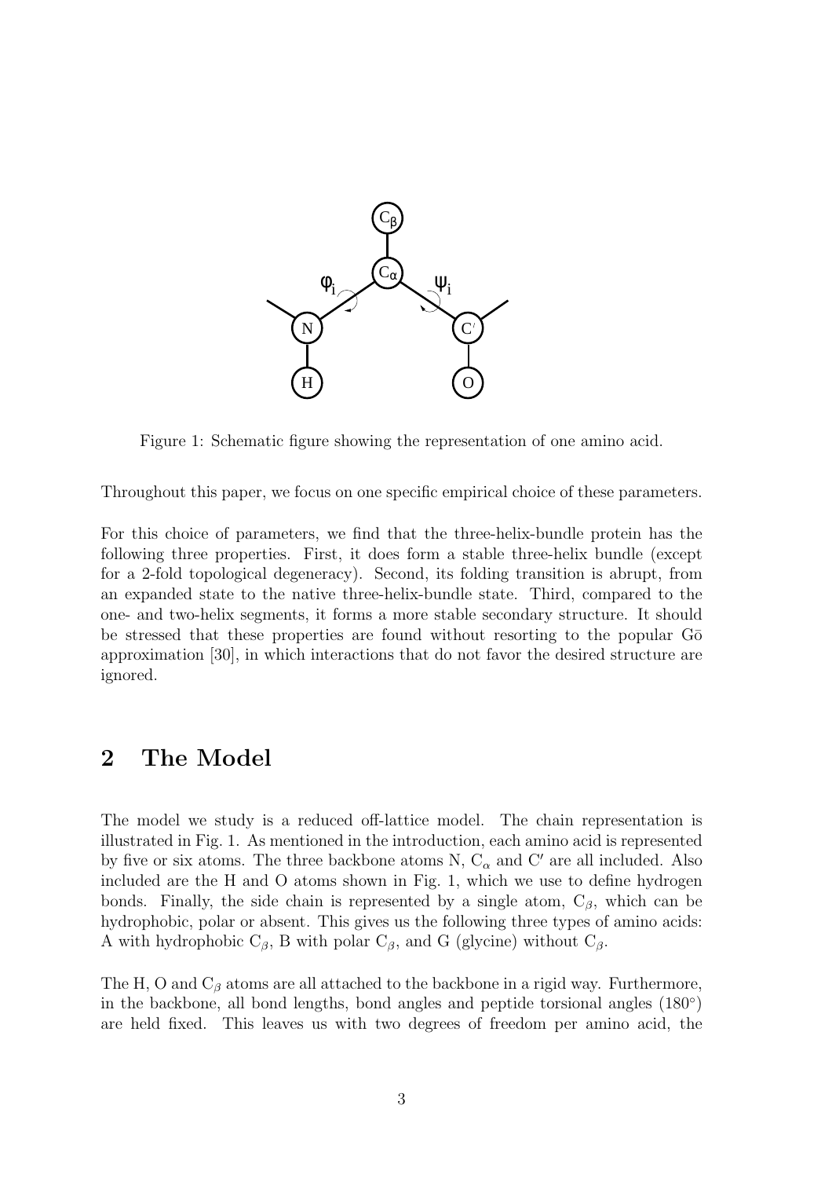Figure 1: Schematic figure showing the representation of one amino acid.

Throughout this paper, we focus on one specific empirical choice of these parameters.

For this choice of parameters, we find that the three-helix-bundle protein has the following three properties. First, it does form a stable three-helix bundle (except for a 2-fold topological degeneracy). Second, its folding transition is abrupt, from an expanded state to the native three-helix-bundle state. Third, compared to the one- and two-helix segments, it forms a more stable secondary structure. It should be stressed that these properties are found without resorting to the popular Gō approximation [30], in which interactions that do not favor the desired structure are ignored.

## 2 The Model

The model we study is a reduced off-lattice model. The chain representation is illustrated in Fig. 1. As mentioned in the introduction, each amino acid is represented by five or six atoms. The three backbone atoms N, $C_\alpha$ and $C'$ are all included. Also included are the H and O atoms shown in Fig. 1, which we use to define hydrogen bonds. Finally, the side chain is represented by a single atom, $C_\beta$, which can be hydrophobic, polar or absent. This gives us the following three types of amino acids: A with hydrophobic $C_\beta$, B with polar $C_\beta$, and G (glycine) without $C_\beta$.

The H, O and $C_\beta$ atoms are all attached to the backbone in a rigid way. Furthermore, in the backbone, all bond lengths, bond angles and peptide torsional angles ($180^\circ$) are held fixed. This leaves us with two degrees of freedom per amino acid, the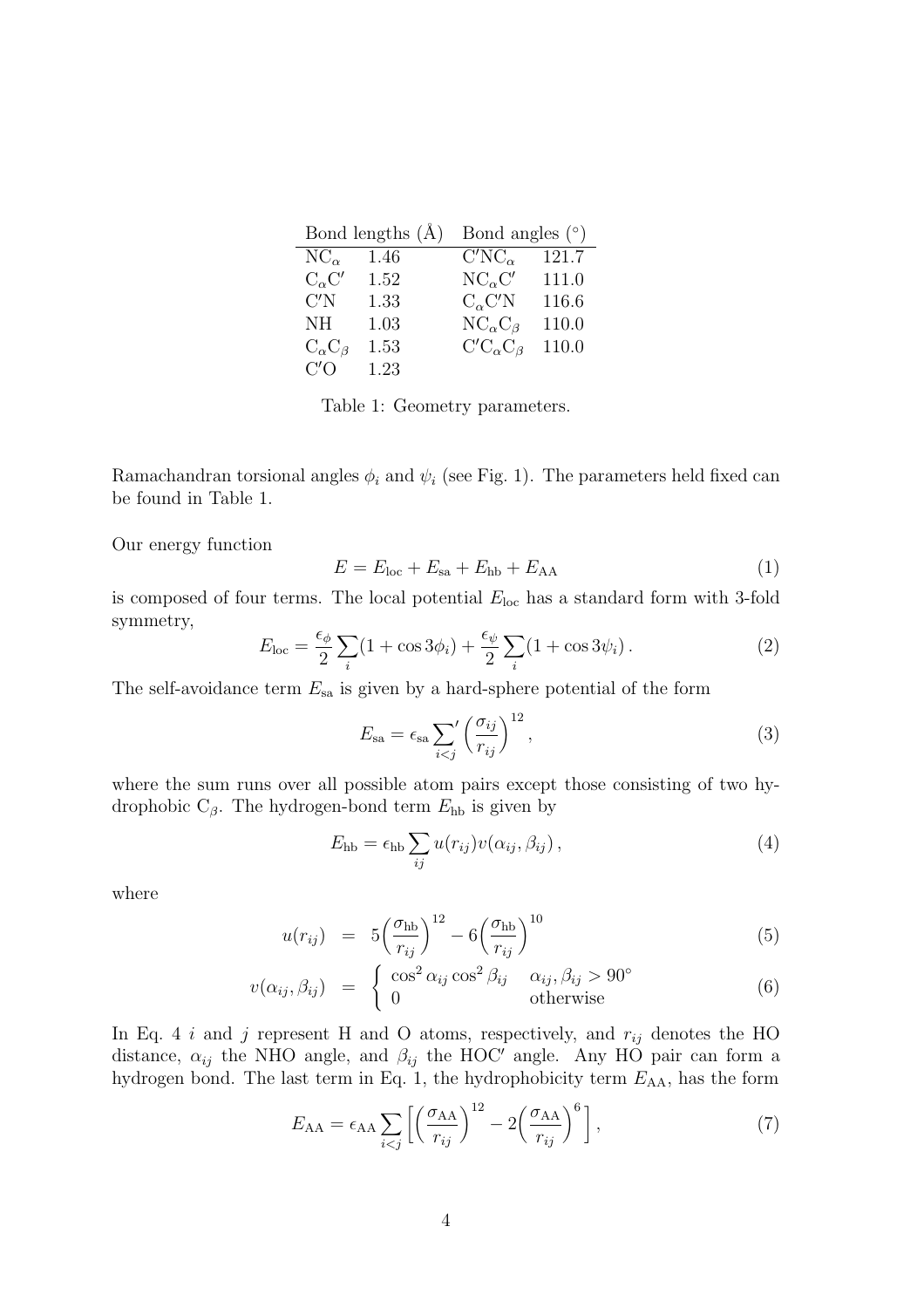| Bond lengths (Å) | | Bond angles (°) | |
|---|---|---|---|
| $NC_\alpha$ | 1.46 | $C'NC_\alpha$ | 121.7 |
| $C_\alpha C'$ | 1.52 | $NC_\alpha C'$ | 111.0 |
| $C'N$ | 1.33 | $C_\alpha C'N$ | 116.6 |
| NH | 1.03 | $NC_\alpha C_\beta$ | 110.0 |
| $C_\alpha C_\beta$ | 1.53 | $C'C_\alpha C_\beta$ | 110.0 |
| $C'O$ | 1.23 | | |

Table 1: Geometry parameters.

Ramachandran torsional angles $\phi_i$ and $\psi_i$ (see Fig. 1). The parameters held fixed can be found in Table 1.

Our energy function

$$E = E_{\rm loc} + E_{\rm sa} + E_{\rm hb} + E_{\rm AA} \tag{1}$$

is composed of four terms. The local potential $E_{\rm loc}$ has a standard form with 3-fold symmetry,

$$E_{\rm loc} = \frac{\epsilon_\phi}{2}\sum_i (1+\cos 3\phi_i) + \frac{\epsilon_\psi}{2}\sum_i (1+\cos 3\psi_i)\,. \tag{2}$$

The self-avoidance term $E_{\rm sa}$ is given by a hard-sphere potential of the form

$$E_{\rm sa} = \epsilon_{\rm sa} {\sum_{i<j}}' \left(\frac{\sigma_{ij}}{r_{ij}}\right)^{12}, \tag{3}$$

where the sum runs over all possible atom pairs except those consisting of two hydrophobic $C_\beta$. The hydrogen-bond term $E_{\rm hb}$ is given by

$$E_{\rm hb} = \epsilon_{\rm hb} \sum_{ij} u(r_{ij}) v(\alpha_{ij}, \beta_{ij})\,, \tag{4}$$

where

$$u(r_{ij}) = 5\Big(\frac{\sigma_{\rm hb}}{r_{ij}}\Big)^{12} - 6\Big(\frac{\sigma_{\rm hb}}{r_{ij}}\Big)^{10} \tag{5}$$

$$v(\alpha_{ij}, \beta_{ij}) = \begin{cases} \cos^2\alpha_{ij}\cos^2\beta_{ij} & \alpha_{ij}, \beta_{ij} > 90^\circ \\ 0 & \text{otherwise} \end{cases} \tag{6}$$

In Eq. 4 $i$ and $j$ represent H and O atoms, respectively, and $r_{ij}$ denotes the HO distance, $\alpha_{ij}$ the NHO angle, and $\beta_{ij}$ the $HOC'$ angle. Any HO pair can form a hydrogen bond. The last term in Eq. 1, the hydrophobicity term $E_{\rm AA}$, has the form

$$E_{\rm AA} = \epsilon_{\rm AA} \sum_{i<j} \Big[ \Big(\frac{\sigma_{\rm AA}}{r_{ij}}\Big)^{12} - 2\Big(\frac{\sigma_{\rm AA}}{r_{ij}}\Big)^{6} \Big], \tag{7}$$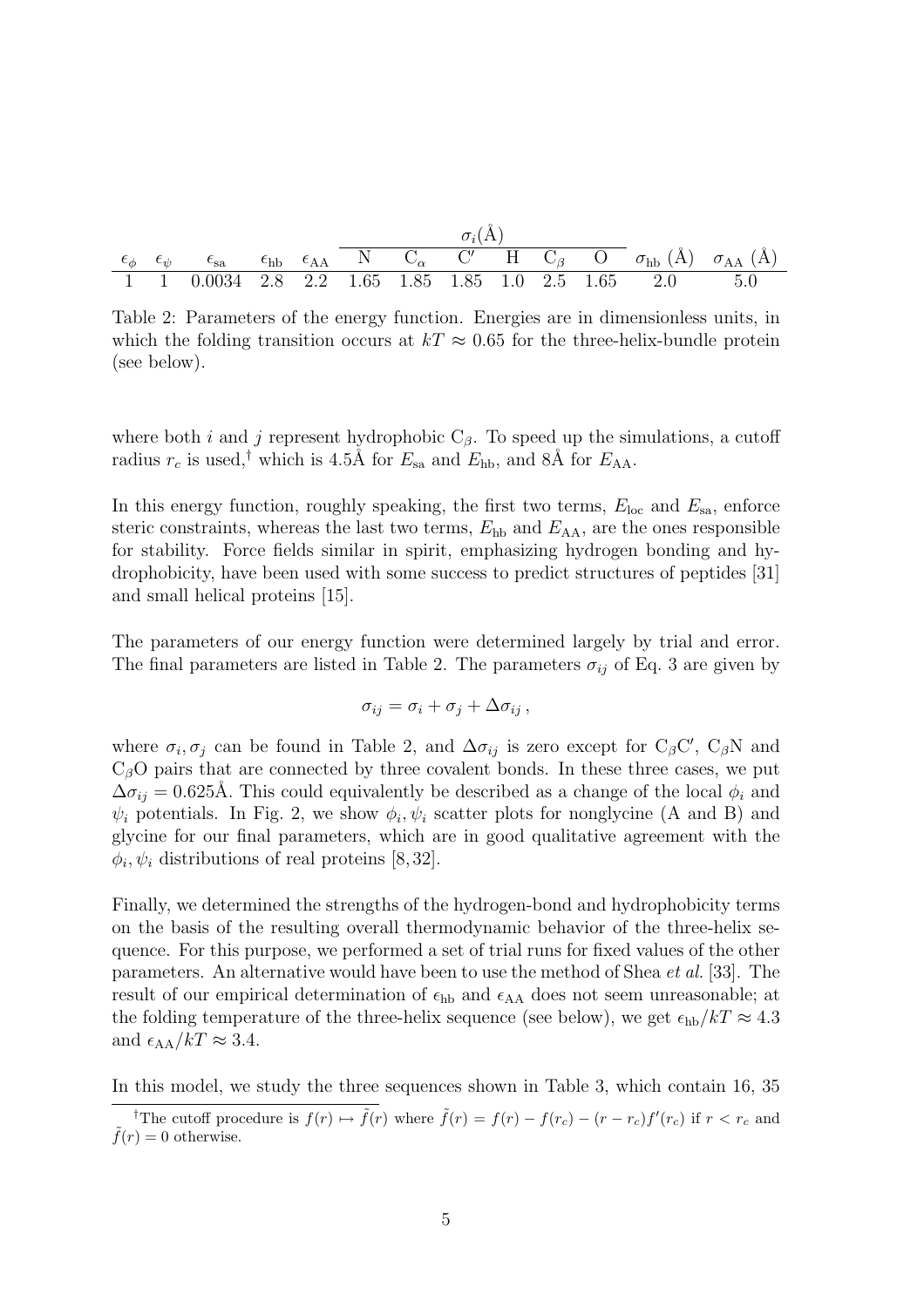| $\epsilon_\phi$ | $\epsilon_\psi$ | $\epsilon_{\rm sa}$ | $\epsilon_{\rm hb}$ | $\epsilon_{\rm AA}$ | $\sigma_i$(Å) | | | | | | $\sigma_{\rm hb}$ (Å) | $\sigma_{\rm AA}$ (Å) |
|---|---|---|---|---|---|---|---|---|---|---|---|---|
| | | | | | N | $C_\alpha$ | C′ | H | $C_\beta$ | O | | |
| 1 | 1 | 0.0034 | 2.8 | 2.2 | 1.65 | 1.85 | 1.85 | 1.0 | 2.5 | 1.65 | 2.0 | 5.0 |

Table 2: Parameters of the energy function. Energies are in dimensionless units, in which the folding transition occurs at $kT \approx 0.65$ for the three-helix-bundle protein (see below).

where both $i$ and $j$ represent hydrophobic $C_\beta$. To speed up the simulations, a cutoff radius $r_c$ is used,[†] which is 4.5Å for $E_{\rm sa}$ and $E_{\rm hb}$, and 8Å for $E_{\rm AA}$.

In this energy function, roughly speaking, the first two terms, $E_{\rm loc}$ and $E_{\rm sa}$, enforce steric constraints, whereas the last two terms, $E_{\rm hb}$ and $E_{\rm AA}$, are the ones responsible for stability. Force fields similar in spirit, emphasizing hydrogen bonding and hydrophobicity, have been used with some success to predict structures of peptides [31] and small helical proteins [15].

The parameters of our energy function were determined largely by trial and error. The final parameters are listed in Table 2. The parameters $\sigma_{ij}$ of Eq. 3 are given by

$$\sigma_{ij} = \sigma_i + \sigma_j + \Delta\sigma_{ij}\,,$$

where $\sigma_i, \sigma_j$ can be found in Table 2, and $\Delta\sigma_{ij}$ is zero except for $C_\beta$C′, $C_\beta$N and $C_\beta$O pairs that are connected by three covalent bonds. In these three cases, we put $\Delta\sigma_{ij} = 0.625$Å. This could equivalently be described as a change of the local $\phi_i$ and $\psi_i$ potentials. In Fig. 2, we show $\phi_i, \psi_i$ scatter plots for nonglycine (A and B) and glycine for our final parameters, which are in good qualitative agreement with the $\phi_i, \psi_i$ distributions of real proteins [8, 32].

Finally, we determined the strengths of the hydrogen-bond and hydrophobicity terms on the basis of the resulting overall thermodynamic behavior of the three-helix sequence. For this purpose, we performed a set of trial runs for fixed values of the other parameters. An alternative would have been to use the method of Shea *et al.* [33]. The result of our empirical determination of $\epsilon_{\rm hb}$ and $\epsilon_{\rm AA}$ does not seem unreasonable; at the folding temperature of the three-helix sequence (see below), we get $\epsilon_{\rm hb}/kT \approx 4.3$ and $\epsilon_{\rm AA}/kT \approx 3.4$.

In this model, we study the three sequences shown in Table 3, which contain 16, 35

[†] The cutoff procedure is $f(r) \mapsto \tilde{f}(r)$ where $\tilde{f}(r) = f(r) - f(r_c) - (r - r_c)f'(r_c)$ if $r < r_c$ and $\tilde{f}(r) = 0$ otherwise.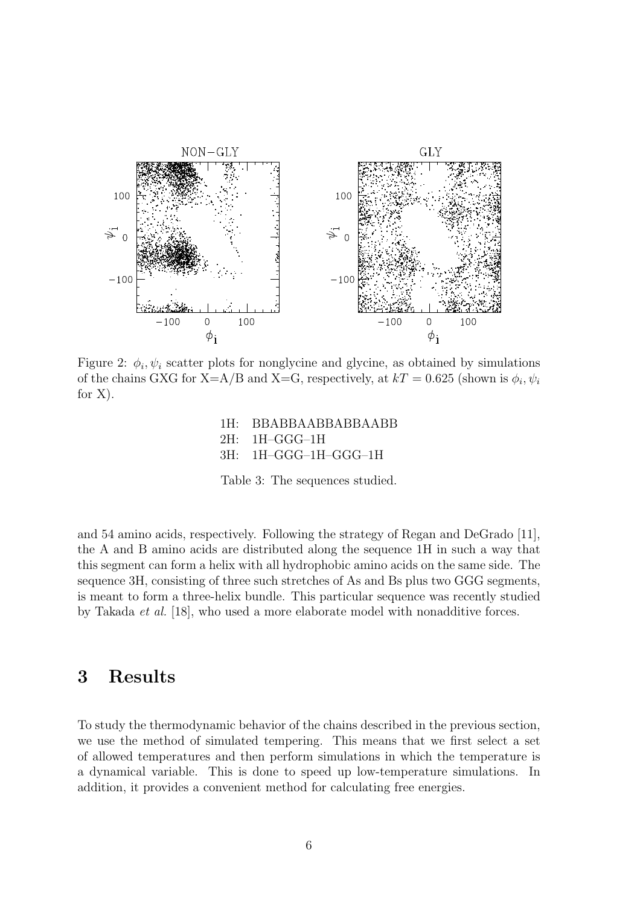Figure 2: $\phi_i, \psi_i$ scatter plots for nonglycine and glycine, as obtained by simulations of the chains GXG for X=A/B and X=G, respectively, at $kT = 0.625$ (shown is $\phi_i, \psi_i$ for X).

| | |
|---|---|
| 1H: | BBABBAABBABBAABB |
| 2H: | 1H–GGG–1H |
| 3H: | 1H–GGG–1H–GGG–1H |

Table 3: The sequences studied.

and 54 amino acids, respectively. Following the strategy of Regan and DeGrado [11], the A and B amino acids are distributed along the sequence 1H in such a way that this segment can form a helix with all hydrophobic amino acids on the same side. The sequence 3H, consisting of three such stretches of As and Bs plus two GGG segments, is meant to form a three-helix bundle. This particular sequence was recently studied by Takada *et al.* [18], who used a more elaborate model with nonadditive forces.

# 3 Results

To study the thermodynamic behavior of the chains described in the previous section, we use the method of simulated tempering. This means that we first select a set of allowed temperatures and then perform simulations in which the temperature is a dynamical variable. This is done to speed up low-temperature simulations. In addition, it provides a convenient method for calculating free energies.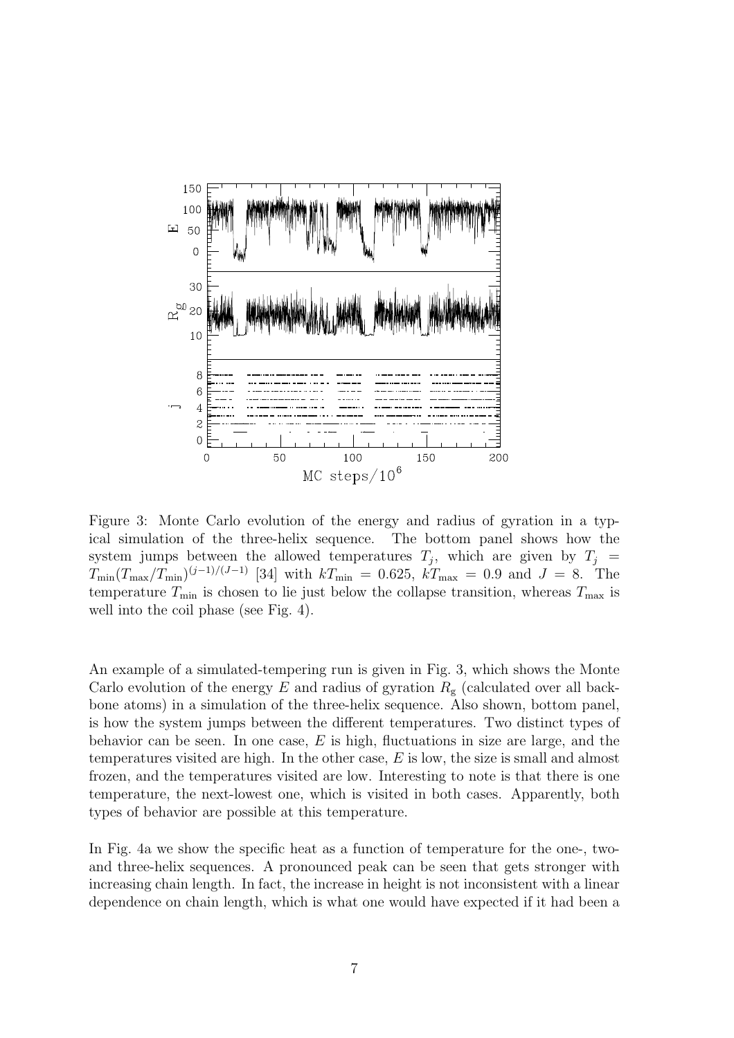Figure 3: Monte Carlo evolution of the energy and radius of gyration in a typical simulation of the three-helix sequence. The bottom panel shows how the system jumps between the allowed temperatures $T_j$, which are given by $T_j = T_{\min}(T_{\max}/T_{\min})^{(j-1)/(J-1)}$ [34] with $kT_{\min} = 0.625$, $kT_{\max} = 0.9$ and $J = 8$. The temperature $T_{\min}$ is chosen to lie just below the collapse transition, whereas $T_{\max}$ is well into the coil phase (see Fig. 4).

An example of a simulated-tempering run is given in Fig. 3, which shows the Monte Carlo evolution of the energy $E$ and radius of gyration $R_g$ (calculated over all backbone atoms) in a simulation of the three-helix sequence. Also shown, bottom panel, is how the system jumps between the different temperatures. Two distinct types of behavior can be seen. In one case, $E$ is high, fluctuations in size are large, and the temperatures visited are high. In the other case, $E$ is low, the size is small and almost frozen, and the temperatures visited are low. Interesting to note is that there is one temperature, the next-lowest one, which is visited in both cases. Apparently, both types of behavior are possible at this temperature.

In Fig. 4a we show the specific heat as a function of temperature for the one-, two- and three-helix sequences. A pronounced peak can be seen that gets stronger with increasing chain length. In fact, the increase in height is not inconsistent with a linear dependence on chain length, which is what one would have expected if it had been a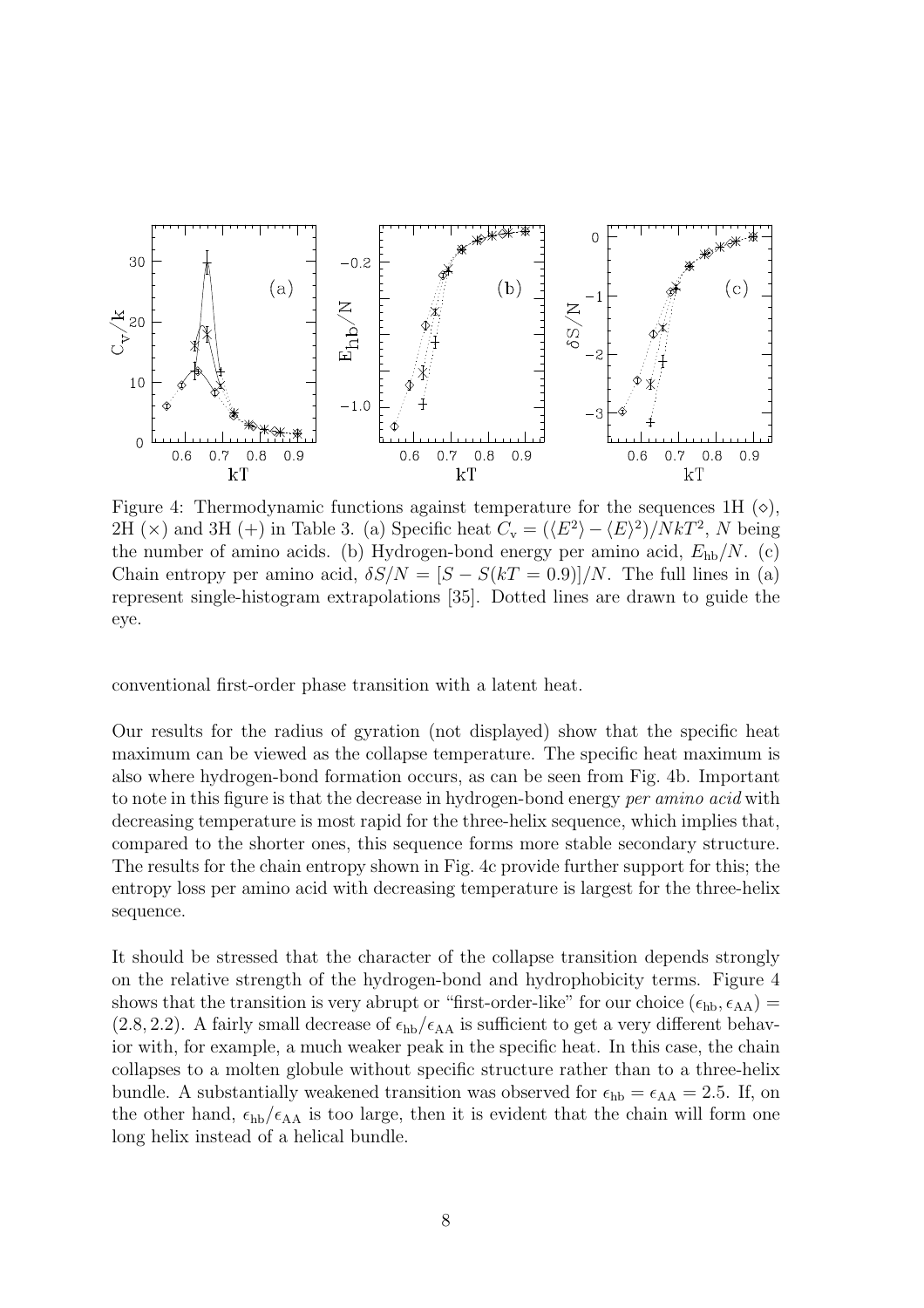Figure 4: Thermodynamic functions against temperature for the sequences 1H ($\diamond$), 2H ($\times$) and 3H ($+$) in Table 3. (a) Specific heat $C_\mathrm{v} = (\langle E^2 \rangle - \langle E \rangle^2)/NkT^2$, $N$ being the number of amino acids. (b) Hydrogen-bond energy per amino acid, $E_\mathrm{hb}/N$. (c) Chain entropy per amino acid, $\delta S/N = [S - S(kT = 0.9)]/N$. The full lines in (a) represent single-histogram extrapolations [35]. Dotted lines are drawn to guide the eye.

conventional first-order phase transition with a latent heat.

Our results for the radius of gyration (not displayed) show that the specific heat maximum can be viewed as the collapse temperature. The specific heat maximum is also where hydrogen-bond formation occurs, as can be seen from Fig. 4b. Important to note in this figure is that the decrease in hydrogen-bond energy *per amino acid* with decreasing temperature is most rapid for the three-helix sequence, which implies that, compared to the shorter ones, this sequence forms more stable secondary structure. The results for the chain entropy shown in Fig. 4c provide further support for this; the entropy loss per amino acid with decreasing temperature is largest for the three-helix sequence.

It should be stressed that the character of the collapse transition depends strongly on the relative strength of the hydrogen-bond and hydrophobicity terms. Figure 4 shows that the transition is very abrupt or "first-order-like" for our choice $(\epsilon_\mathrm{hb}, \epsilon_\mathrm{AA}) = (2.8, 2.2)$. A fairly small decrease of $\epsilon_\mathrm{hb}/\epsilon_\mathrm{AA}$ is sufficient to get a very different behavior with, for example, a much weaker peak in the specific heat. In this case, the chain collapses to a molten globule without specific structure rather than to a three-helix bundle. A substantially weakened transition was observed for $\epsilon_\mathrm{hb} = \epsilon_\mathrm{AA} = 2.5$. If, on the other hand, $\epsilon_\mathrm{hb}/\epsilon_\mathrm{AA}$ is too large, then it is evident that the chain will form one long helix instead of a helical bundle.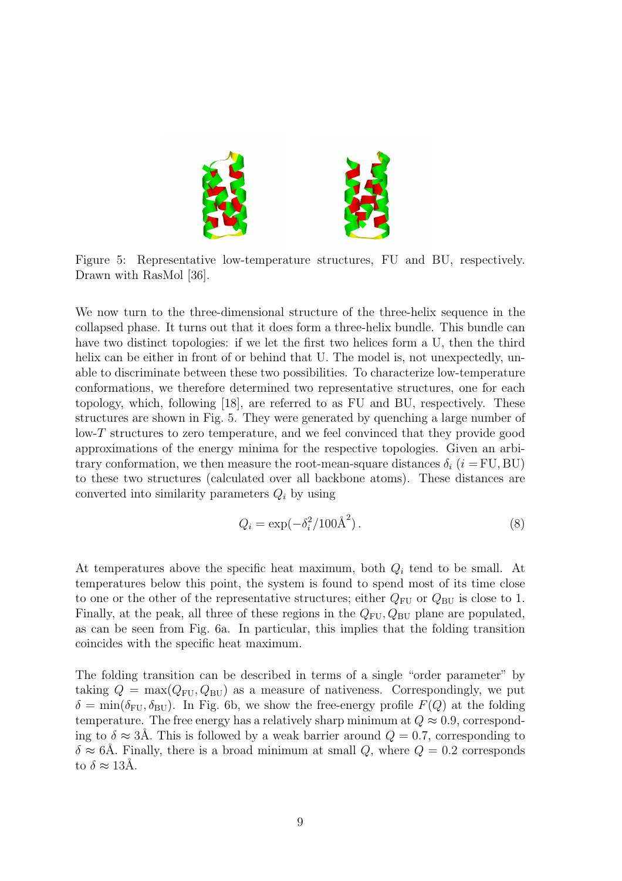Figure 5: Representative low-temperature structures, FU and BU, respectively. Drawn with RasMol [36].

We now turn to the three-dimensional structure of the three-helix sequence in the collapsed phase. It turns out that it does form a three-helix bundle. This bundle can have two distinct topologies: if we let the first two helices form a U, then the third helix can be either in front of or behind that U. The model is, not unexpectedly, unable to discriminate between these two possibilities. To characterize low-temperature conformations, we therefore determined two representative structures, one for each topology, which, following [18], are referred to as FU and BU, respectively. These structures are shown in Fig. 5. They were generated by quenching a large number of low-$T$ structures to zero temperature, and we feel convinced that they provide good approximations of the energy minima for the respective topologies. Given an arbitrary conformation, we then measure the root-mean-square distances $\delta_i$ ($i = \mathrm{FU}, \mathrm{BU}$) to these two structures (calculated over all backbone atoms). These distances are converted into similarity parameters $Q_i$ by using

$$Q_i = \exp(-\delta_i^2/100\text{Å}^2)\,. \tag{8}$$

At temperatures above the specific heat maximum, both $Q_i$ tend to be small. At temperatures below this point, the system is found to spend most of its time close to one or the other of the representative structures; either $Q_{\mathrm{FU}}$ or $Q_{\mathrm{BU}}$ is close to 1. Finally, at the peak, all three of these regions in the $Q_{\mathrm{FU}}, Q_{\mathrm{BU}}$ plane are populated, as can be seen from Fig. 6a. In particular, this implies that the folding transition coincides with the specific heat maximum.

The folding transition can be described in terms of a single "order parameter" by taking $Q = \max(Q_{\mathrm{FU}}, Q_{\mathrm{BU}})$ as a measure of nativeness. Correspondingly, we put $\delta = \min(\delta_{\mathrm{FU}}, \delta_{\mathrm{BU}})$. In Fig. 6b, we show the free-energy profile $F(Q)$ at the folding temperature. The free energy has a relatively sharp minimum at $Q \approx 0.9$, corresponding to $\delta \approx 3$Å. This is followed by a weak barrier around $Q = 0.7$, corresponding to $\delta \approx 6$Å. Finally, there is a broad minimum at small $Q$, where $Q = 0.2$ corresponds to $\delta \approx 13$Å.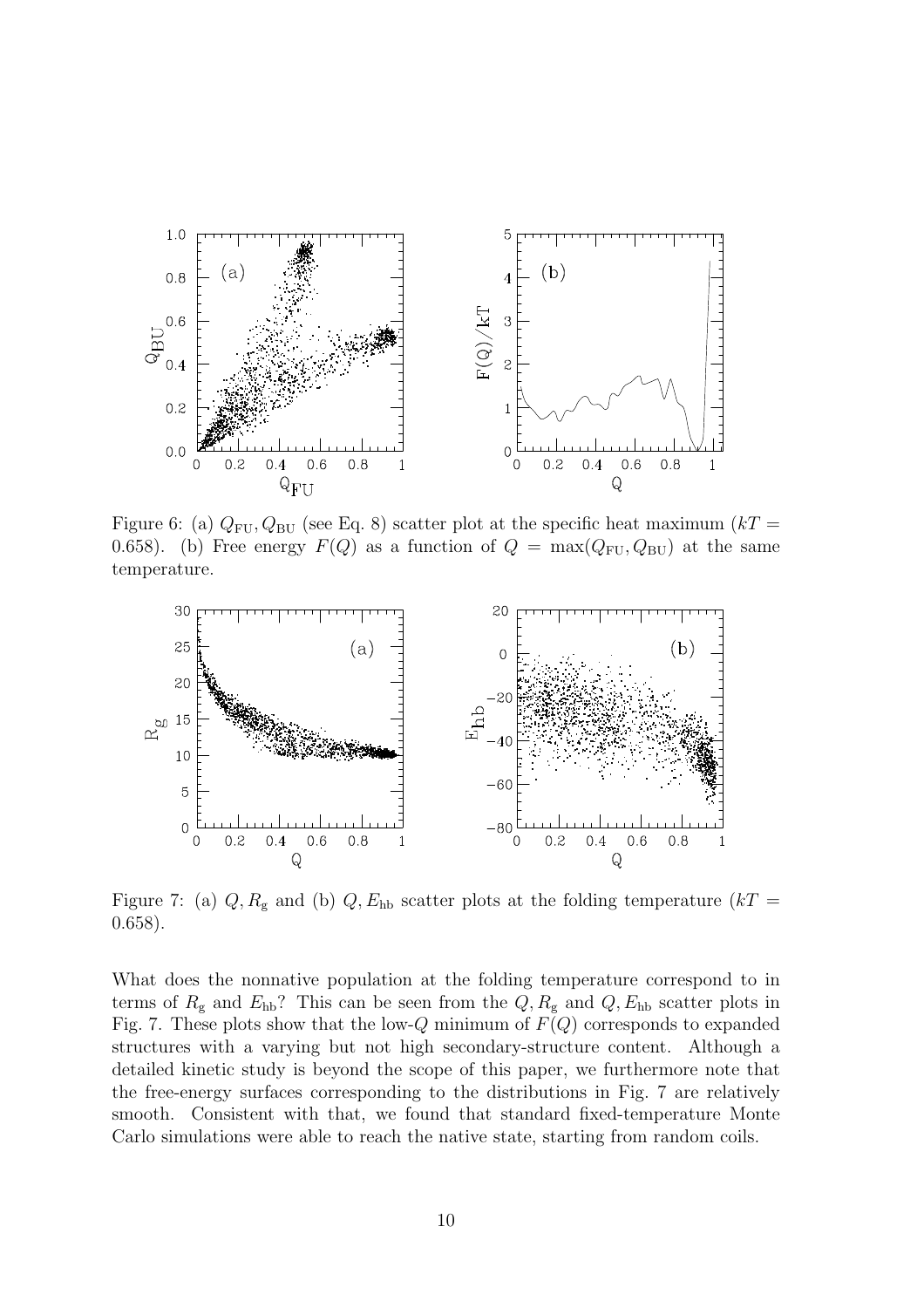Figure 6: (a) $Q_{\rm FU}, Q_{\rm BU}$ (see Eq. 8) scatter plot at the specific heat maximum ($kT = 0.658$). (b) Free energy $F(Q)$ as a function of $Q = \max(Q_{\rm FU}, Q_{\rm BU})$ at the same temperature.

Figure 7: (a) $Q, R_{\rm g}$ and (b) $Q, E_{\rm hb}$ scatter plots at the folding temperature ($kT = 0.658$).

What does the nonnative population at the folding temperature correspond to in terms of $R_{\rm g}$ and $E_{\rm hb}$? This can be seen from the $Q, R_{\rm g}$ and $Q, E_{\rm hb}$ scatter plots in Fig. 7. These plots show that the low-$Q$ minimum of $F(Q)$ corresponds to expanded structures with a varying but not high secondary-structure content. Although a detailed kinetic study is beyond the scope of this paper, we furthermore note that the free-energy surfaces corresponding to the distributions in Fig. 7 are relatively smooth. Consistent with that, we found that standard fixed-temperature Monte Carlo simulations were able to reach the native state, starting from random coils.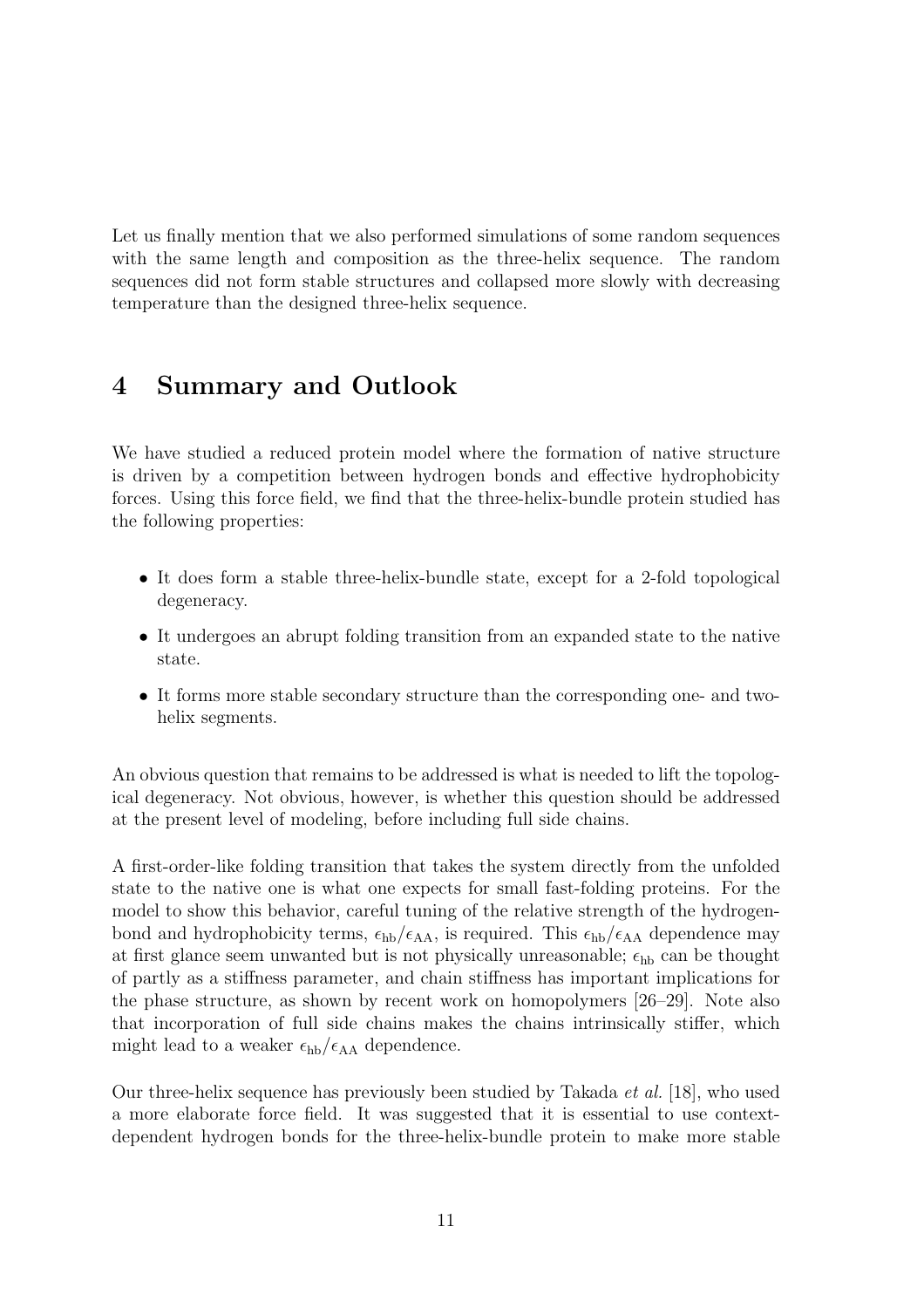Let us finally mention that we also performed simulations of some random sequences with the same length and composition as the three-helix sequence. The random sequences did not form stable structures and collapsed more slowly with decreasing temperature than the designed three-helix sequence.

# 4 Summary and Outlook

We have studied a reduced protein model where the formation of native structure is driven by a competition between hydrogen bonds and effective hydrophobicity forces. Using this force field, we find that the three-helix-bundle protein studied has the following properties:

- It does form a stable three-helix-bundle state, except for a 2-fold topological degeneracy.
- It undergoes an abrupt folding transition from an expanded state to the native state.
- It forms more stable secondary structure than the corresponding one- and two-helix segments.

An obvious question that remains to be addressed is what is needed to lift the topological degeneracy. Not obvious, however, is whether this question should be addressed at the present level of modeling, before including full side chains.

A first-order-like folding transition that takes the system directly from the unfolded state to the native one is what one expects for small fast-folding proteins. For the model to show this behavior, careful tuning of the relative strength of the hydrogen-bond and hydrophobicity terms, $\epsilon_{\mathrm{hb}}/\epsilon_{\mathrm{AA}}$, is required. This $\epsilon_{\mathrm{hb}}/\epsilon_{\mathrm{AA}}$ dependence may at first glance seem unwanted but is not physically unreasonable; $\epsilon_{\mathrm{hb}}$ can be thought of partly as a stiffness parameter, and chain stiffness has important implications for the phase structure, as shown by recent work on homopolymers [26–29]. Note also that incorporation of full side chains makes the chains intrinsically stiffer, which might lead to a weaker $\epsilon_{\mathrm{hb}}/\epsilon_{\mathrm{AA}}$ dependence.

Our three-helix sequence has previously been studied by Takada *et al.* [18], who used a more elaborate force field. It was suggested that it is essential to use context-dependent hydrogen bonds for the three-helix-bundle protein to make more stable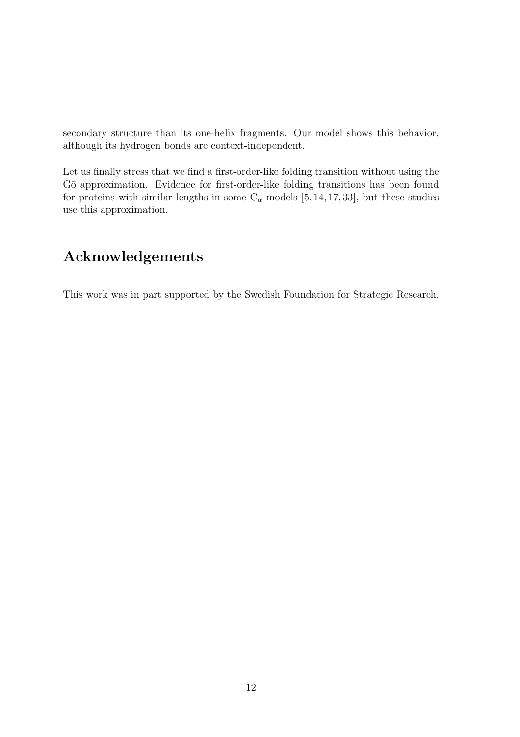secondary structure than its one-helix fragments. Our model shows this behavior, although its hydrogen bonds are context-independent.

Let us finally stress that we find a first-order-like folding transition without using the Gō approximation. Evidence for first-order-like folding transitions has been found for proteins with similar lengths in some $C_\alpha$ models [5, 14, 17, 33], but these studies use this approximation.

## Acknowledgements

This work was in part supported by the Swedish Foundation for Strategic Research.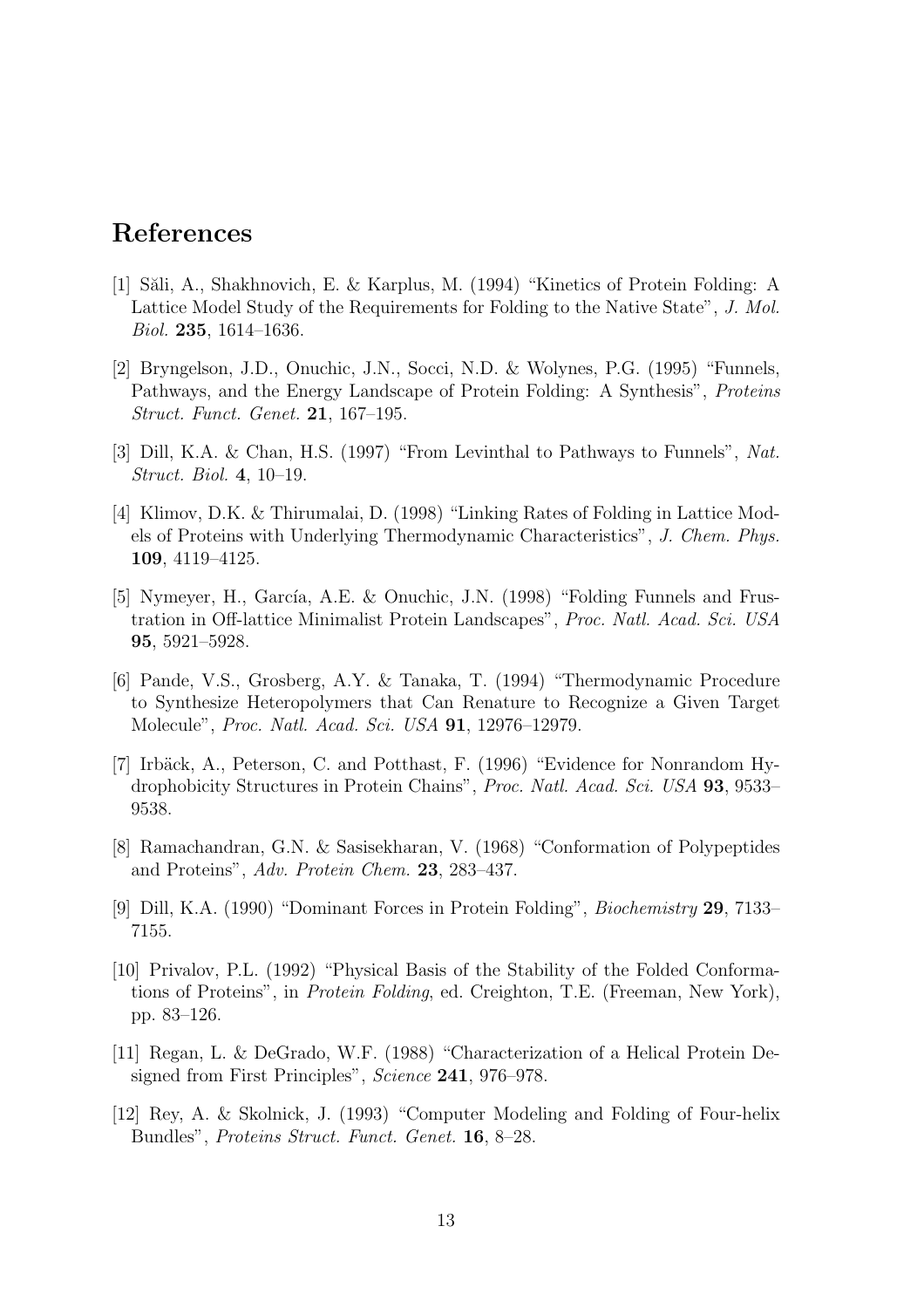## References

[1] Šali, A., Shakhnovich, E. & Karplus, M. (1994) "Kinetics of Protein Folding: A Lattice Model Study of the Requirements for Folding to the Native State", *J. Mol. Biol.* **235**, 1614–1636.

[2] Bryngelson, J.D., Onuchic, J.N., Socci, N.D. & Wolynes, P.G. (1995) "Funnels, Pathways, and the Energy Landscape of Protein Folding: A Synthesis", *Proteins Struct. Funct. Genet.* **21**, 167–195.

[3] Dill, K.A. & Chan, H.S. (1997) "From Levinthal to Pathways to Funnels", *Nat. Struct. Biol.* **4**, 10–19.

[4] Klimov, D.K. & Thirumalai, D. (1998) "Linking Rates of Folding in Lattice Models of Proteins with Underlying Thermodynamic Characteristics", *J. Chem. Phys.* **109**, 4119–4125.

[5] Nymeyer, H., García, A.E. & Onuchic, J.N. (1998) "Folding Funnels and Frustration in Off-lattice Minimalist Protein Landscapes", *Proc. Natl. Acad. Sci. USA* **95**, 5921–5928.

[6] Pande, V.S., Grosberg, A.Y. & Tanaka, T. (1994) "Thermodynamic Procedure to Synthesize Heteropolymers that Can Renature to Recognize a Given Target Molecule", *Proc. Natl. Acad. Sci. USA* **91**, 12976–12979.

[7] Irbäck, A., Peterson, C. and Potthast, F. (1996) "Evidence for Nonrandom Hydrophobicity Structures in Protein Chains", *Proc. Natl. Acad. Sci. USA* **93**, 9533–9538.

[8] Ramachandran, G.N. & Sasisekharan, V. (1968) "Conformation of Polypeptides and Proteins", *Adv. Protein Chem.* **23**, 283–437.

[9] Dill, K.A. (1990) "Dominant Forces in Protein Folding", *Biochemistry* **29**, 7133–7155.

[10] Privalov, P.L. (1992) "Physical Basis of the Stability of the Folded Conformations of Proteins", in *Protein Folding*, ed. Creighton, T.E. (Freeman, New York), pp. 83–126.

[11] Regan, L. & DeGrado, W.F. (1988) "Characterization of a Helical Protein Designed from First Principles", *Science* **241**, 976–978.

[12] Rey, A. & Skolnick, J. (1993) "Computer Modeling and Folding of Four-helix Bundles", *Proteins Struct. Funct. Genet.* **16**, 8–28.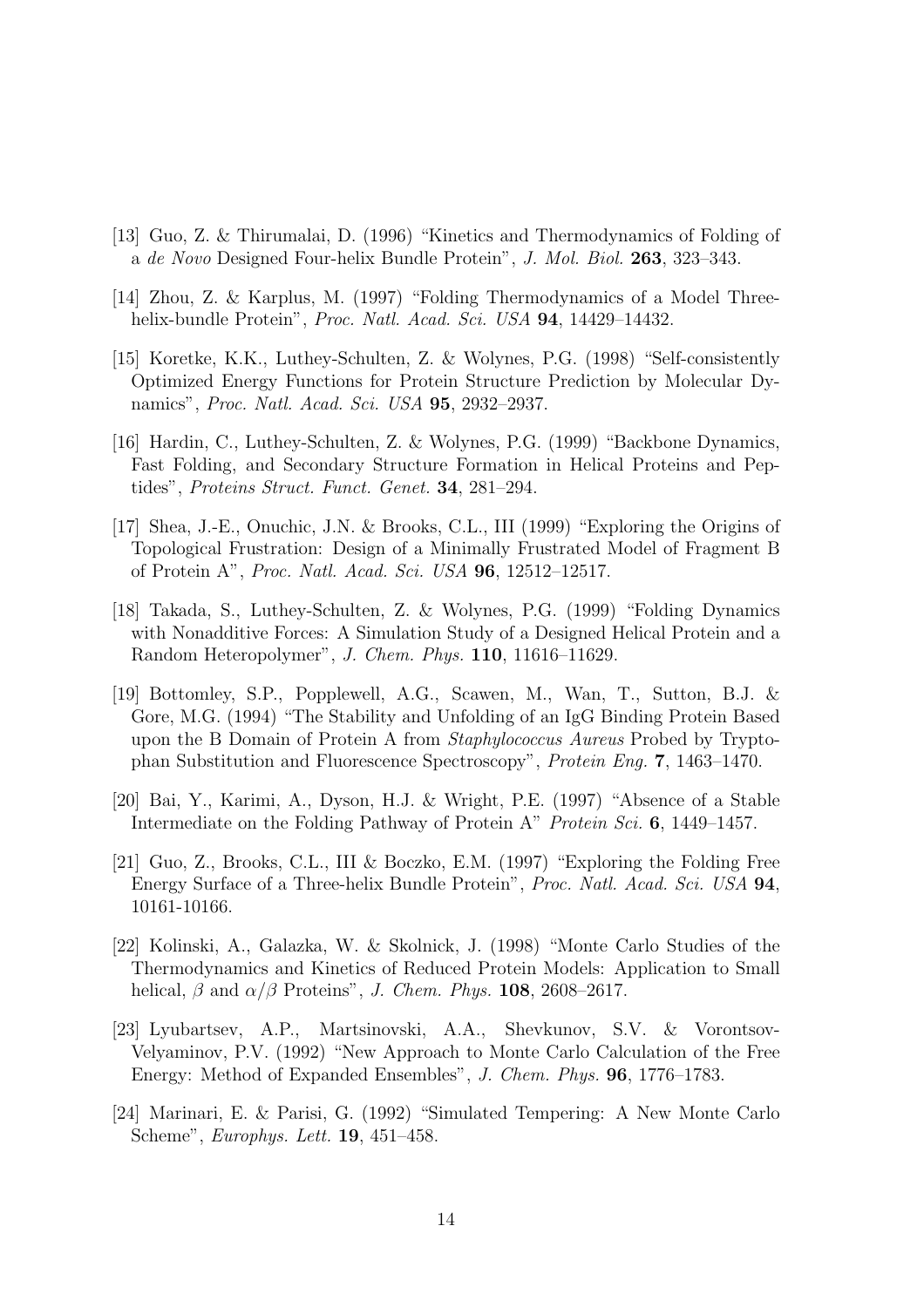[13] Guo, Z. & Thirumalai, D. (1996) "Kinetics and Thermodynamics of Folding of a *de Novo* Designed Four-helix Bundle Protein", *J. Mol. Biol.* **263**, 323–343.

[14] Zhou, Z. & Karplus, M. (1997) "Folding Thermodynamics of a Model Three-helix-bundle Protein", *Proc. Natl. Acad. Sci. USA* **94**, 14429–14432.

[15] Koretke, K.K., Luthey-Schulten, Z. & Wolynes, P.G. (1998) "Self-consistently Optimized Energy Functions for Protein Structure Prediction by Molecular Dynamics", *Proc. Natl. Acad. Sci. USA* **95**, 2932–2937.

[16] Hardin, C., Luthey-Schulten, Z. & Wolynes, P.G. (1999) "Backbone Dynamics, Fast Folding, and Secondary Structure Formation in Helical Proteins and Peptides", *Proteins Struct. Funct. Genet.* **34**, 281–294.

[17] Shea, J.-E., Onuchic, J.N. & Brooks, C.L., III (1999) "Exploring the Origins of Topological Frustration: Design of a Minimally Frustrated Model of Fragment B of Protein A", *Proc. Natl. Acad. Sci. USA* **96**, 12512–12517.

[18] Takada, S., Luthey-Schulten, Z. & Wolynes, P.G. (1999) "Folding Dynamics with Nonadditive Forces: A Simulation Study of a Designed Helical Protein and a Random Heteropolymer", *J. Chem. Phys.* **110**, 11616–11629.

[19] Bottomley, S.P., Popplewell, A.G., Scawen, M., Wan, T., Sutton, B.J. & Gore, M.G. (1994) "The Stability and Unfolding of an IgG Binding Protein Based upon the B Domain of Protein A from *Staphylococcus Aureus* Probed by Tryptophan Substitution and Fluorescence Spectroscopy", *Protein Eng.* **7**, 1463–1470.

[20] Bai, Y., Karimi, A., Dyson, H.J. & Wright, P.E. (1997) "Absence of a Stable Intermediate on the Folding Pathway of Protein A" *Protein Sci.* **6**, 1449–1457.

[21] Guo, Z., Brooks, C.L., III & Boczko, E.M. (1997) "Exploring the Folding Free Energy Surface of a Three-helix Bundle Protein", *Proc. Natl. Acad. Sci. USA* **94**, 10161-10166.

[22] Kolinski, A., Galazka, W. & Skolnick, J. (1998) "Monte Carlo Studies of the Thermodynamics and Kinetics of Reduced Protein Models: Application to Small helical, $\beta$ and $\alpha/\beta$ Proteins", *J. Chem. Phys.* **108**, 2608–2617.

[23] Lyubartsev, A.P., Martsinovski, A.A., Shevkunov, S.V. & Vorontsov-Velyaminov, P.V. (1992) "New Approach to Monte Carlo Calculation of the Free Energy: Method of Expanded Ensembles", *J. Chem. Phys.* **96**, 1776–1783.

[24] Marinari, E. & Parisi, G. (1992) "Simulated Tempering: A New Monte Carlo Scheme", *Europhys. Lett.* **19**, 451–458.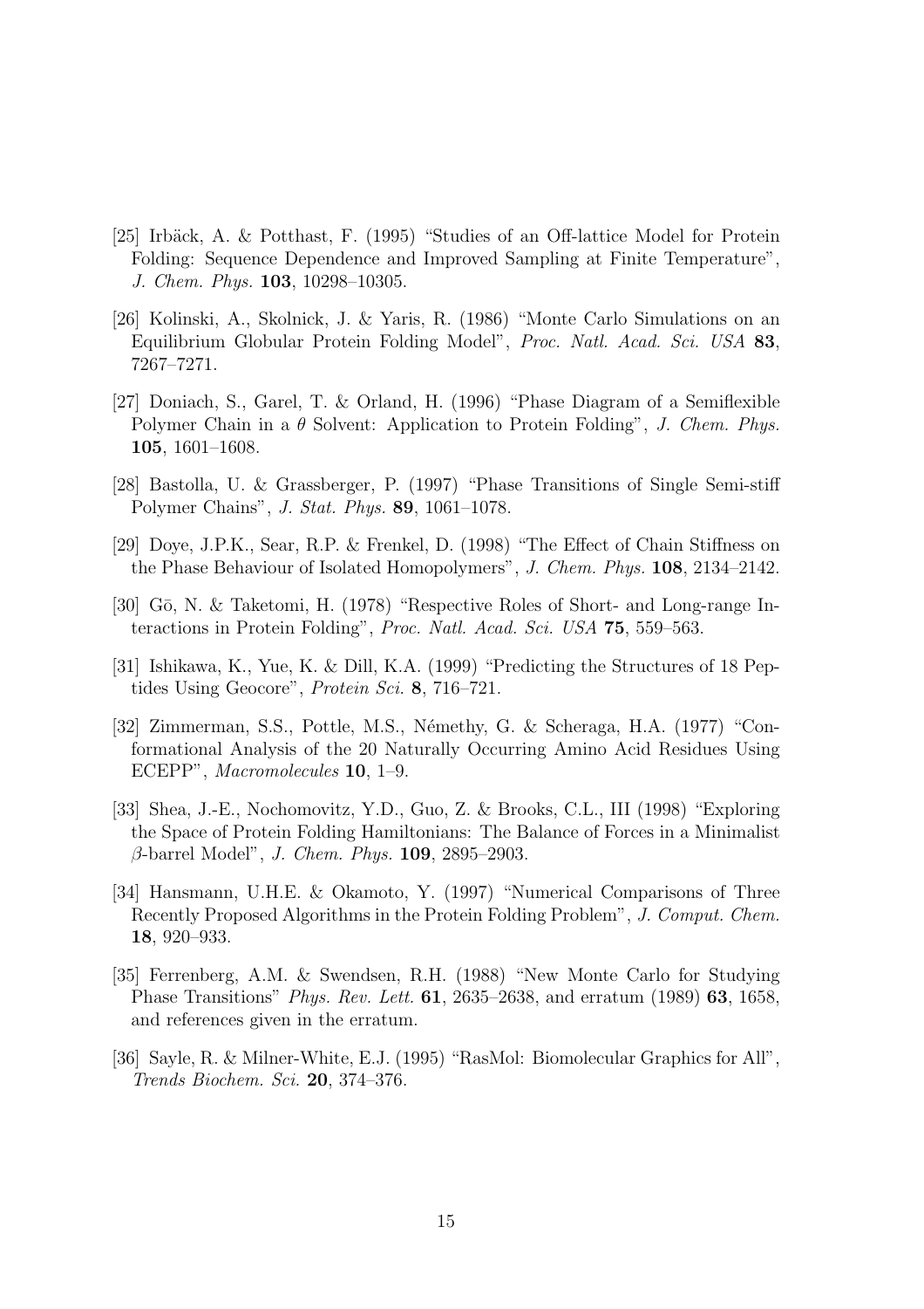[25] Irbäck, A. & Potthast, F. (1995) "Studies of an Off-lattice Model for Protein Folding: Sequence Dependence and Improved Sampling at Finite Temperature", *J. Chem. Phys.* **103**, 10298–10305.

[26] Kolinski, A., Skolnick, J. & Yaris, R. (1986) "Monte Carlo Simulations on an Equilibrium Globular Protein Folding Model", *Proc. Natl. Acad. Sci. USA* **83**, 7267–7271.

[27] Doniach, S., Garel, T. & Orland, H. (1996) "Phase Diagram of a Semiflexible Polymer Chain in a $\theta$ Solvent: Application to Protein Folding", *J. Chem. Phys.* **105**, 1601–1608.

[28] Bastolla, U. & Grassberger, P. (1997) "Phase Transitions of Single Semi-stiff Polymer Chains", *J. Stat. Phys.* **89**, 1061–1078.

[29] Doye, J.P.K., Sear, R.P. & Frenkel, D. (1998) "The Effect of Chain Stiffness on the Phase Behaviour of Isolated Homopolymers", *J. Chem. Phys.* **108**, 2134–2142.

[30] Gō, N. & Taketomi, H. (1978) "Respective Roles of Short- and Long-range Interactions in Protein Folding", *Proc. Natl. Acad. Sci. USA* **75**, 559–563.

[31] Ishikawa, K., Yue, K. & Dill, K.A. (1999) "Predicting the Structures of 18 Peptides Using Geocore", *Protein Sci.* **8**, 716–721.

[32] Zimmerman, S.S., Pottle, M.S., Némethy, G. & Scheraga, H.A. (1977) "Conformational Analysis of the 20 Naturally Occurring Amino Acid Residues Using ECEPP", *Macromolecules* **10**, 1–9.

[33] Shea, J.-E., Nochomovitz, Y.D., Guo, Z. & Brooks, C.L., III (1998) "Exploring the Space of Protein Folding Hamiltonians: The Balance of Forces in a Minimalist $\beta$-barrel Model", *J. Chem. Phys.* **109**, 2895–2903.

[34] Hansmann, U.H.E. & Okamoto, Y. (1997) "Numerical Comparisons of Three Recently Proposed Algorithms in the Protein Folding Problem", *J. Comput. Chem.* **18**, 920–933.

[35] Ferrenberg, A.M. & Swendsen, R.H. (1988) "New Monte Carlo for Studying Phase Transitions" *Phys. Rev. Lett.* **61**, 2635–2638, and erratum (1989) **63**, 1658, and references given in the erratum.

[36] Sayle, R. & Milner-White, E.J. (1995) "RasMol: Biomolecular Graphics for All", *Trends Biochem. Sci.* **20**, 374–376.